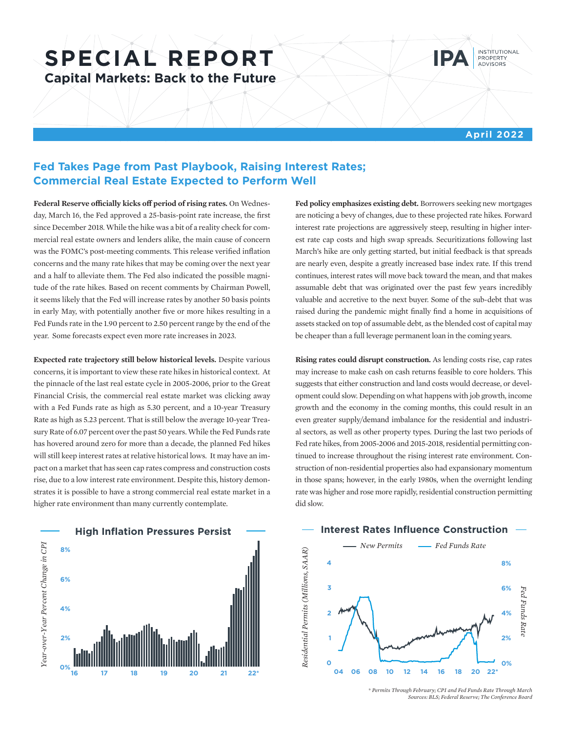# SPECIAL REPORT

## Capital Markets: Back to the Future

IPA INSTITUTIONAL PROPERTY ADVISORS

April 2022

## Fed Takes Page from Past Playbook, Raising Interest Rates; Commercial Real Estate Expected to Perform Well

**Federal Reserve officially kicks off period of rising rates.** On Wednesday, March 16, the Fed approved a 25-basis-point rate increase, the first since December 2018. While the hike was a bit of a reality check for commercial real estate owners and lenders alike, the main cause of concern was the FOMC's post-meeting comments. This release verified inflation concerns and the many rate hikes that may be coming over the next year and a half to alleviate them. The Fed also indicated the possible magnitude of the rate hikes. Based on recent comments by Chairman Powell, it seems likely that the Fed will increase rates by another 50 basis points in early May, with potentially another five or more hikes resulting in a Fed Funds rate in the 1.90 percent to 2.50 percent range by the end of the year. Some forecasts expect even more rate increases in 2023.

**Expected rate trajectory still below historical levels.** Despite various concerns, it is important to view these rate hikes in historical context. At the pinnacle of the last real estate cycle in 2005-2006, prior to the Great Financial Crisis, the commercial real estate market was clicking away with a Fed Funds rate as high as 5.30 percent, and a 10-year Treasury Rate as high as 5.23 percent. That is still below the average 10-year Treasury Rate of 6.07 percent over the past 50 years. While the Fed Funds rate has hovered around zero for more than a decade, the planned Fed hikes will still keep interest rates at relative historical lows. It may have an impact on a market that has seen cap rates compress and construction costs rise, due to a low interest rate environment. Despite this, history demonstrates it is possible to have a strong commercial real estate market in a higher rate environment than many currently contemplate.

**Fed policy emphasizes existing debt.** Borrowers seeking new mortgages are noticing a bevy of changes, due to these projected rate hikes. Forward interest rate projections are aggressively steep, resulting in higher interest rate cap costs and high swap spreads. Securitizations following last March's hike are only getting started, but initial feedback is that spreads are nearly even, despite a greatly increased base index rate. If this trend continues, interest rates will move back toward the mean, and that makes assumable debt that was originated over the past few years incredibly valuable and accretive to the next buyer. Some of the sub-debt that was raised during the pandemic might finally find a home in acquisitions of assets stacked on top of assumable debt, as the blended cost of capital may be cheaper than a full leverage permanent loan in the coming years.

**Rising rates could disrupt construction.** As lending costs rise, cap rates may increase to make cash on cash returns feasible to core holders. This suggests that either construction and land costs would decrease, or development could slow. Depending on what happens with job growth, income growth and the economy in the coming months, this could result in an even greater supply/demand imbalance for the residential and industrial sectors, as well as other property types. During the last two periods of Fed rate hikes, from 2005-2006 and 2015-2018, residential permitting continued to increase throughout the rising interest rate environment. Construction of non-residential properties also had expansionary momentum in those spans; however, in the early 1980s, when the overnight lending rate was higher and rose more rapidly, residential construction permitting did slow.

**High Inflation Pressures Persist**

**Interest Rates Influence Construction**

*\* Permits Through February; CPI and Fed Funds Rate Through March*
*Sources: BLS; Federal Reserve; The Conference Board*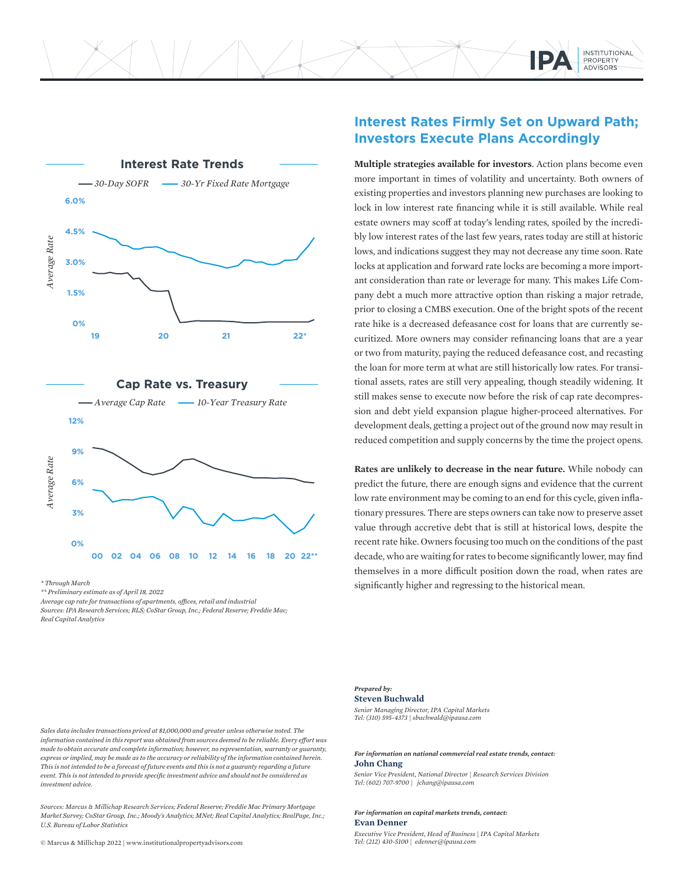## Interest Rates Firmly Set on Upward Path; Investors Execute Plans Accordingly

**Multiple strategies available for investors**. Action plans become even more important in times of volatility and uncertainty. Both owners of existing properties and investors planning new purchases are looking to lock in low interest rate financing while it is still available. While real estate owners may scoff at today's lending rates, spoiled by the incredibly low interest rates of the last few years, rates today are still at historic lows, and indications suggest they may not decrease any time soon. Rate locks at application and forward rate locks are becoming a more important consideration than rate or leverage for many. This makes Life Company debt a much more attractive option than risking a major retrade, prior to closing a CMBS execution. One of the bright spots of the recent rate hike is a decreased defeasance cost for loans that are currently securitized. More owners may consider refinancing loans that are a year or two from maturity, paying the reduced defeasance cost, and recasting the loan for more term at what are still historically low rates. For transitional assets, rates are still very appealing, though steadily widening. It still makes sense to execute now before the risk of cap rate decompression and debt yield expansion plague higher-proceed alternatives. For development deals, getting a project out of the ground now may result in reduced competition and supply concerns by the time the project opens.

**Rates are unlikely to decrease in the near future.** While nobody can predict the future, there are enough signs and evidence that the current low rate environment may be coming to an end for this cycle, given inflationary pressures. There are steps owners can take now to preserve asset value through accretive debt that is still at historical lows, despite the recent rate hike. Owners focusing too much on the conditions of the past decade, who are waiting for rates to become significantly lower, may find themselves in a more difficult position down the road, when rates are significantly higher and regressing to the historical mean.

### Interest Rate Trends

30-Day SOFR — 30-Yr Fixed Rate Mortgage

Average Rate

6.0%
4.5%
3.0%
1.5%
0%

19 20 21 22*

### Cap Rate vs. Treasury

Average Cap Rate — 10-Year Treasury Rate

Average Rate

12%
9%
6%
3%
0%

00 02 04 06 08 10 12 14 16 18 20 22**

*\* Through March*
*\*\* Preliminary estimate as of April 18, 2022*
*Average cap rate for transactions of apartments, offices, retail and industrial*
*Sources: IPA Research Services; BLS; CoStar Group, Inc.; Federal Reserve; Freddie Mac; Real Capital Analytics*

*Prepared by:*
**Steven Buchwald**
*Senior Managing Director, IPA Capital Markets*
*Tel: (310) 595-4373 | sbuchwald@ipausa.com*

*Sales data includes transactions priced at $1,000,000 and greater unless otherwise noted. The information contained in this report was obtained from sources deemed to be reliable. Every effort was made to obtain accurate and complete information; however, no representation, warranty or guaranty, express or implied, may be made as to the accuracy or reliability of the information contained herein. This is not intended to be a forecast of future events and this is not a guaranty regarding a future event. This is not intended to provide specific investment advice and should not be considered as investment advice.*

***For information on national commercial real estate trends, contact:***
**John Chang**
*Senior Vice President, National Director | Research Services Division*
*Tel: (602) 707-9700 | jchang@ipausa.com*

*Sources: Marcus & Millichap Research Services; Federal Reserve; Freddie Mac Primary Mortgage Market Survey; CoStar Group, Inc.; Moody's Analytics; MNet; Real Capital Analytics; RealPage, Inc.; U.S. Bureau of Labor Statistics*

***For information on capital markets trends, contact:***
**Evan Denner**
*Executive Vice President, Head of Business | IPA Capital Markets*
*Tel: (212) 430-5100 | edenner@ipausa.com*

© Marcus & Millichap 2022 | www.institutionalpropertyadvisors.com